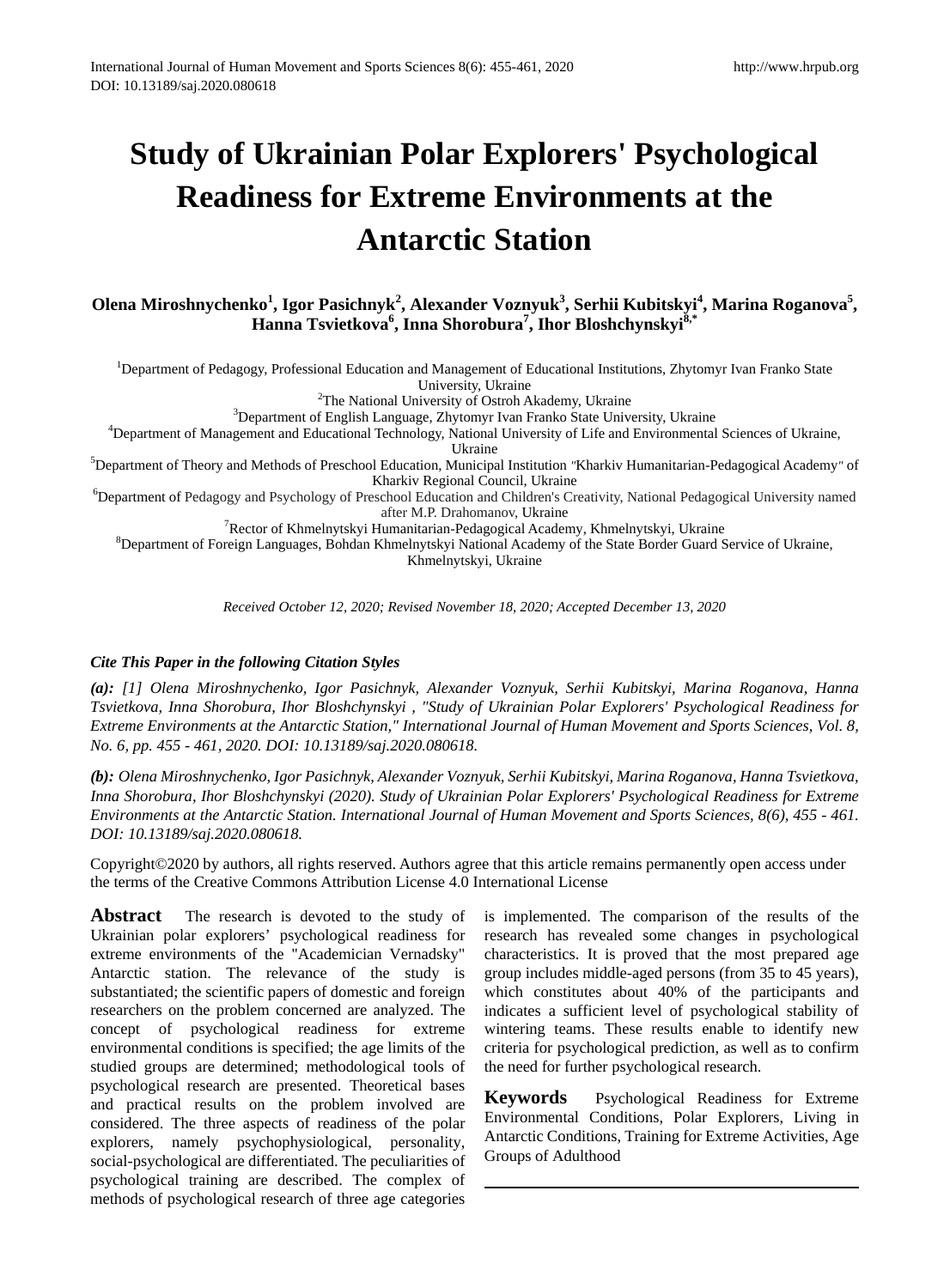# Study of Ukrainian Polar Explorers' Psychological Readiness for Extreme Environments at the Antarctic Station

**Olena Miroshnychenko[1], Igor Pasichnyk[2], Alexander Voznyuk[3], Serhii Kubitskyi[4], Marina Roganova[5], Hanna Tsvietkova[6], Inna Shorobura[7], Ihor Bloshchynskyi[8,*]**

[1]Department of Pedagogy, Professional Education and Management of Educational Institutions, Zhytomyr Ivan Franko State University, Ukraine
[2]The National University of Ostroh Akademy, Ukraine
[3]Department of English Language, Zhytomyr Ivan Franko State University, Ukraine
[4]Department of Management and Educational Technology, National University of Life and Environmental Sciences of Ukraine, Ukraine
[5]Department of Theory and Methods of Preschool Education, Municipal Institution "Kharkiv Humanitarian-Pedagogical Academy" of Kharkiv Regional Council, Ukraine
[6]Department of Pedagogy and Psychology of Preschool Education and Children's Creativity, National Pedagogical University named after M.P. Drahomanov, Ukraine
[7]Rector of Khmelnytskyi Humanitarian-Pedagogical Academy, Khmelnytskyi, Ukraine
[8]Department of Foreign Languages, Bohdan Khmelnytskyi National Academy of the State Border Guard Service of Ukraine, Khmelnytskyi, Ukraine

*Received October 12, 2020; Revised November 18, 2020; Accepted December 13, 2020*

***Cite This Paper in the following Citation Styles***

***(a):*** *[1] Olena Miroshnychenko, Igor Pasichnyk, Alexander Voznyuk, Serhii Kubitskyi, Marina Roganova, Hanna Tsvietkova, Inna Shorobura, Ihor Bloshchynskyi , "Study of Ukrainian Polar Explorers' Psychological Readiness for Extreme Environments at the Antarctic Station," International Journal of Human Movement and Sports Sciences, Vol. 8, No. 6, pp. 455 - 461, 2020. DOI: 10.13189/saj.2020.080618.*

***(b):*** *Olena Miroshnychenko, Igor Pasichnyk, Alexander Voznyuk, Serhii Kubitskyi, Marina Roganova, Hanna Tsvietkova, Inna Shorobura, Ihor Bloshchynskyi (2020). Study of Ukrainian Polar Explorers' Psychological Readiness for Extreme Environments at the Antarctic Station. International Journal of Human Movement and Sports Sciences, 8(6), 455 - 461. DOI: 10.13189/saj.2020.080618.*

Copyright©2020 by authors, all rights reserved. Authors agree that this article remains permanently open access under the terms of the Creative Commons Attribution License 4.0 International License

**Abstract** The research is devoted to the study of Ukrainian polar explorers' psychological readiness for extreme environments of the "Academician Vernadsky" Antarctic station. The relevance of the study is substantiated; the scientific papers of domestic and foreign researchers on the problem concerned are analyzed. The concept of psychological readiness for extreme environmental conditions is specified; the age limits of the studied groups are determined; methodological tools of psychological research are presented. Theoretical bases and practical results on the problem involved are considered. The three aspects of readiness of the polar explorers, namely psychophysiological, personality, social-psychological are differentiated. The peculiarities of psychological training are described. The complex of methods of psychological research of three age categories is implemented. The comparison of the results of the research has revealed some changes in psychological characteristics. It is proved that the most prepared age group includes middle-aged persons (from 35 to 45 years), which constitutes about 40% of the participants and indicates a sufficient level of psychological stability of wintering teams. These results enable to identify new criteria for psychological prediction, as well as to confirm the need for further psychological research.

**Keywords** Psychological Readiness for Extreme Environmental Conditions, Polar Explorers, Living in Antarctic Conditions, Training for Extreme Activities, Age Groups of Adulthood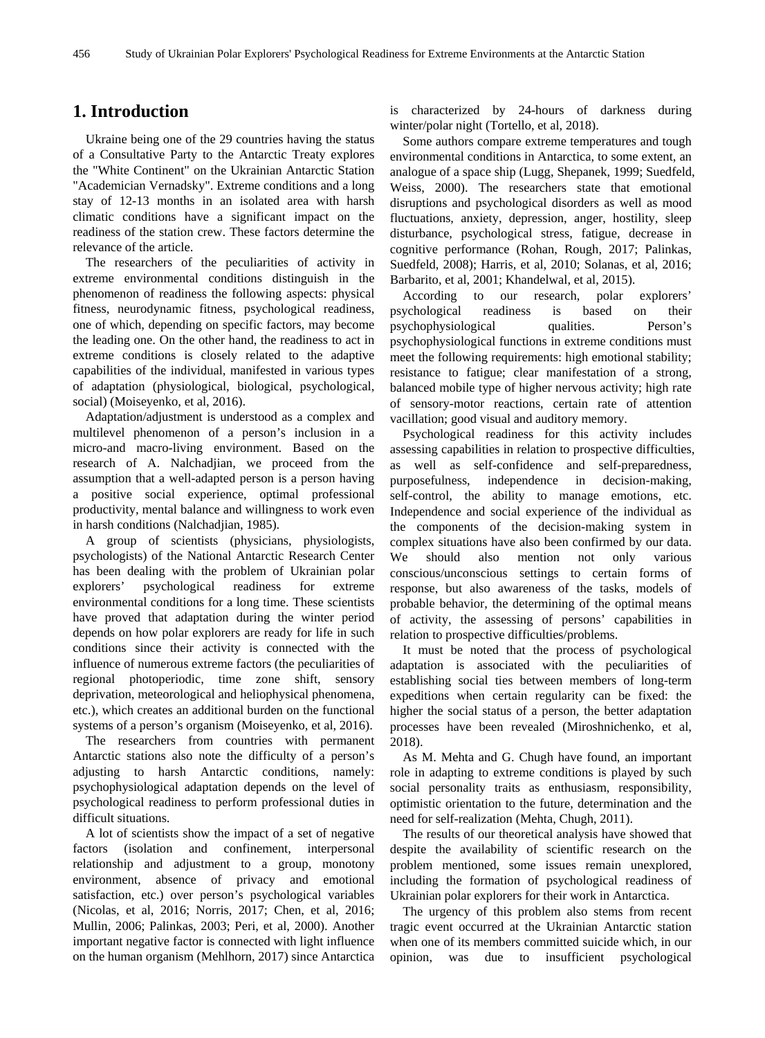## 1. Introduction

Ukraine being one of the 29 countries having the status of a Consultative Party to the Antarctic Treaty explores the "White Continent" on the Ukrainian Antarctic Station "Academician Vernadsky". Extreme conditions and a long stay of 12-13 months in an isolated area with harsh climatic conditions have a significant impact on the readiness of the station crew. These factors determine the relevance of the article.

The researchers of the peculiarities of activity in extreme environmental conditions distinguish in the phenomenon of readiness the following aspects: physical fitness, neurodynamic fitness, psychological readiness, one of which, depending on specific factors, may become the leading one. On the other hand, the readiness to act in extreme conditions is closely related to the adaptive capabilities of the individual, manifested in various types of adaptation (physiological, biological, psychological, social) (Moiseyenko, et al, 2016).

Adaptation/adjustment is understood as a complex and multilevel phenomenon of a person's inclusion in a micro-and macro-living environment. Based on the research of A. Nalchadjian, we proceed from the assumption that a well-adapted person is a person having a positive social experience, optimal professional productivity, mental balance and willingness to work even in harsh conditions (Nalchadjian, 1985).

A group of scientists (physicians, physiologists, psychologists) of the National Antarctic Research Center has been dealing with the problem of Ukrainian polar explorers' psychological readiness for extreme environmental conditions for a long time. These scientists have proved that adaptation during the winter period depends on how polar explorers are ready for life in such conditions since their activity is connected with the influence of numerous extreme factors (the peculiarities of regional photoperiodic, time zone shift, sensory deprivation, meteorological and heliophysical phenomena, etc.), which creates an additional burden on the functional systems of a person's organism (Moiseyenko, et al, 2016).

The researchers from countries with permanent Antarctic stations also note the difficulty of a person's adjusting to harsh Antarctic conditions, namely: psychophysiological adaptation depends on the level of psychological readiness to perform professional duties in difficult situations.

A lot of scientists show the impact of a set of negative factors (isolation and confinement, interpersonal relationship and adjustment to a group, monotony environment, absence of privacy and emotional satisfaction, etc.) over person's psychological variables (Nicolas, et al, 2016; Norris, 2017; Chen, et al, 2016; Mullin, 2006; Palinkas, 2003; Peri, et al, 2000). Another important negative factor is connected with light influence on the human organism (Mehlhorn, 2017) since Antarctica is characterized by 24-hours of darkness during winter/polar night (Tortello, et al, 2018).

Some authors compare extreme temperatures and tough environmental conditions in Antarctica, to some extent, an analogue of a space ship (Lugg, Shepanek, 1999; Suedfeld, Weiss, 2000). The researchers state that emotional disruptions and psychological disorders as well as mood fluctuations, anxiety, depression, anger, hostility, sleep disturbance, psychological stress, fatigue, decrease in cognitive performance (Rohan, Rough, 2017; Palinkas, Suedfeld, 2008); Harris, et al, 2010; Solanas, et al, 2016; Barbarito, et al, 2001; Khandelwal, et al, 2015).

According to our research, polar explorers' psychological readiness is based on their psychophysiological qualities. Person's psychophysiological functions in extreme conditions must meet the following requirements: high emotional stability; resistance to fatigue; clear manifestation of a strong, balanced mobile type of higher nervous activity; high rate of sensory-motor reactions, certain rate of attention vacillation; good visual and auditory memory.

Psychological readiness for this activity includes assessing capabilities in relation to prospective difficulties, as well as self-confidence and self-preparedness, purposefulness, independence in decision-making, self-control, the ability to manage emotions, etc. Independence and social experience of the individual as the components of the decision-making system in complex situations have also been confirmed by our data. We should also mention not only various conscious/unconscious settings to certain forms of response, but also awareness of the tasks, models of probable behavior, the determining of the optimal means of activity, the assessing of persons' capabilities in relation to prospective difficulties/problems.

It must be noted that the process of psychological adaptation is associated with the peculiarities of establishing social ties between members of long-term expeditions when certain regularity can be fixed: the higher the social status of a person, the better adaptation processes have been revealed (Miroshnichenko, et al, 2018).

As M. Mehta and G. Chugh have found, an important role in adapting to extreme conditions is played by such social personality traits as enthusiasm, responsibility, optimistic orientation to the future, determination and the need for self-realization (Mehta, Chugh, 2011).

The results of our theoretical analysis have showed that despite the availability of scientific research on the problem mentioned, some issues remain unexplored, including the formation of psychological readiness of Ukrainian polar explorers for their work in Antarctica.

The urgency of this problem also stems from recent tragic event occurred at the Ukrainian Antarctic station when one of its members committed suicide which, in our opinion, was due to insufficient psychological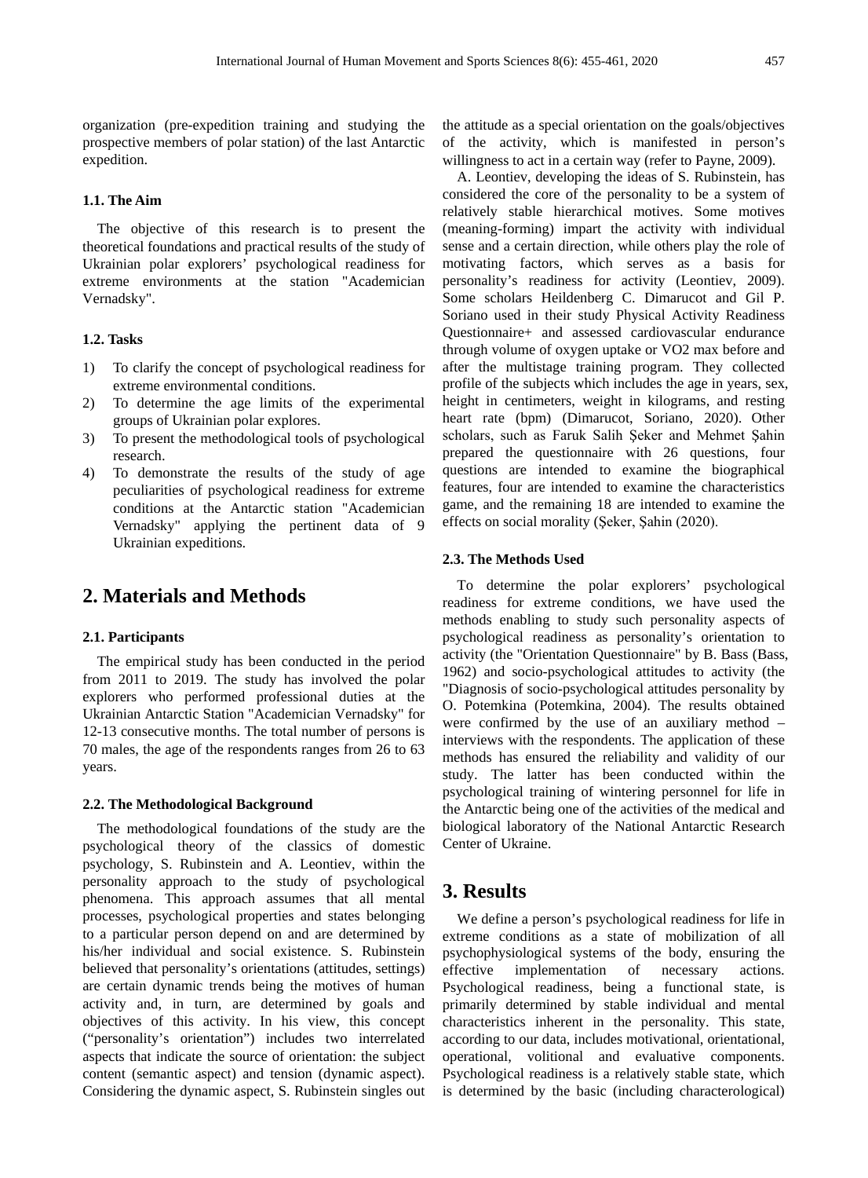organization (pre-expedition training and studying the prospective members of polar station) of the last Antarctic expedition.

### 1.1. The Aim

The objective of this research is to present the theoretical foundations and practical results of the study of Ukrainian polar explorers' psychological readiness for extreme environments at the station "Academician Vernadsky".

### 1.2. Tasks

1) To clarify the concept of psychological readiness for extreme environmental conditions.
2) To determine the age limits of the experimental groups of Ukrainian polar explores.
3) To present the methodological tools of psychological research.
4) To demonstrate the results of the study of age peculiarities of psychological readiness for extreme conditions at the Antarctic station "Academician Vernadsky" applying the pertinent data of 9 Ukrainian expeditions.

## 2. Materials and Methods

### 2.1. Participants

The empirical study has been conducted in the period from 2011 to 2019. The study has involved the polar explorers who performed professional duties at the Ukrainian Antarctic Station "Academician Vernadsky" for 12-13 consecutive months. The total number of persons is 70 males, the age of the respondents ranges from 26 to 63 years.

### 2.2. The Methodological Background

The methodological foundations of the study are the psychological theory of the classics of domestic psychology, S. Rubinstein and A. Leontiev, within the personality approach to the study of psychological phenomena. This approach assumes that all mental processes, psychological properties and states belonging to a particular person depend on and are determined by his/her individual and social existence. S. Rubinstein believed that personality's orientations (attitudes, settings) are certain dynamic trends being the motives of human activity and, in turn, are determined by goals and objectives of this activity. In his view, this concept ("personality's orientation") includes two interrelated aspects that indicate the source of orientation: the subject content (semantic aspect) and tension (dynamic aspect). Considering the dynamic aspect, S. Rubinstein singles out the attitude as a special orientation on the goals/objectives of the activity, which is manifested in person's willingness to act in a certain way (refer to Payne, 2009).

A. Leontiev, developing the ideas of S. Rubinstein, has considered the core of the personality to be a system of relatively stable hierarchical motives. Some motives (meaning-forming) impart the activity with individual sense and a certain direction, while others play the role of motivating factors, which serves as a basis for personality's readiness for activity (Leontiev, 2009). Some scholars Heildenberg C. Dimarucot and Gil P. Soriano used in their study Physical Activity Readiness Questionnaire+ and assessed cardiovascular endurance through volume of oxygen uptake or VO2 max before and after the multistage training program. They collected profile of the subjects which includes the age in years, sex, height in centimeters, weight in kilograms, and resting heart rate (bpm) (Dimarucot, Soriano, 2020). Other scholars, such as Faruk Salih Şeker and Mehmet Şahin prepared the questionnaire with 26 questions, four questions are intended to examine the biographical features, four are intended to examine the characteristics game, and the remaining 18 are intended to examine the effects on social morality (Şeker, Şahin (2020).

### 2.3. The Methods Used

To determine the polar explorers' psychological readiness for extreme conditions, we have used the methods enabling to study such personality aspects of psychological readiness as personality's orientation to activity (the "Orientation Questionnaire" by B. Bass (Bass, 1962) and socio-psychological attitudes to activity (the "Diagnosis of socio-psychological attitudes personality by O. Potemkina (Potemkina, 2004). The results obtained were confirmed by the use of an auxiliary method – interviews with the respondents. The application of these methods has ensured the reliability and validity of our study. The latter has been conducted within the psychological training of wintering personnel for life in the Antarctic being one of the activities of the medical and biological laboratory of the National Antarctic Research Center of Ukraine.

## 3. Results

We define a person's psychological readiness for life in extreme conditions as a state of mobilization of all psychophysiological systems of the body, ensuring the effective implementation of necessary actions. Psychological readiness, being a functional state, is primarily determined by stable individual and mental characteristics inherent in the personality. This state, according to our data, includes motivational, orientational, operational, volitional and evaluative components. Psychological readiness is a relatively stable state, which is determined by the basic (including characterological)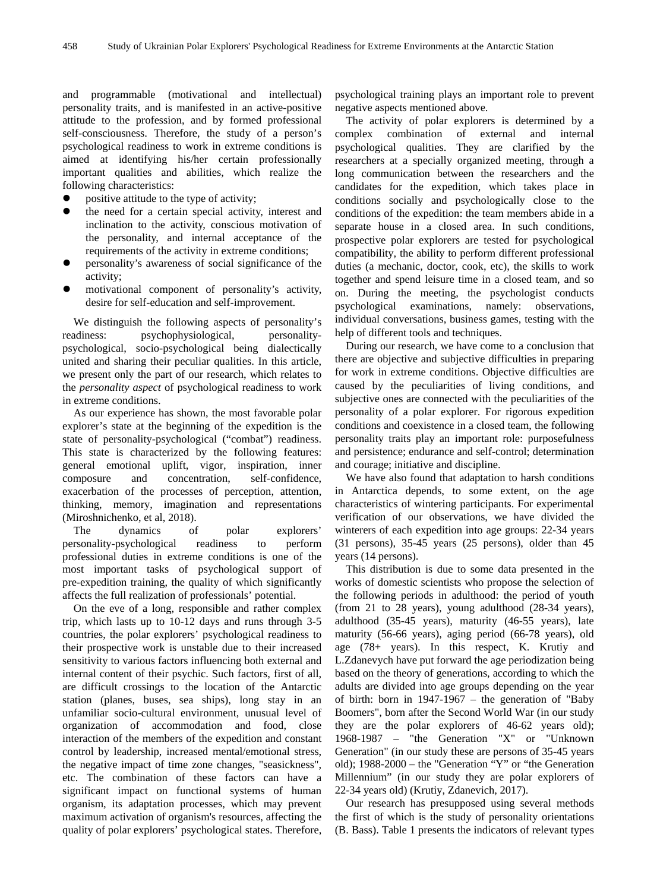and programmable (motivational and intellectual) personality traits, and is manifested in an active-positive attitude to the profession, and by formed professional self-consciousness. Therefore, the study of a person's psychological readiness to work in extreme conditions is aimed at identifying his/her certain professionally important qualities and abilities, which realize the following characteristics:

- positive attitude to the type of activity;
- the need for a certain special activity, interest and inclination to the activity, conscious motivation of the personality, and internal acceptance of the requirements of the activity in extreme conditions;
- personality's awareness of social significance of the activity;
- motivational component of personality's activity, desire for self-education and self-improvement.

We distinguish the following aspects of personality's readiness: psychophysiological, personality-psychological, socio-psychological being dialectically united and sharing their peculiar qualities. In this article, we present only the part of our research, which relates to the *personality aspect* of psychological readiness to work in extreme conditions.

As our experience has shown, the most favorable polar explorer's state at the beginning of the expedition is the state of personality-psychological ("combat") readiness. This state is characterized by the following features: general emotional uplift, vigor, inspiration, inner composure and concentration, self-confidence, exacerbation of the processes of perception, attention, thinking, memory, imagination and representations (Miroshnichenko, et al, 2018).

The dynamics of polar explorers' personality-psychological readiness to perform professional duties in extreme conditions is one of the most important tasks of psychological support of pre-expedition training, the quality of which significantly affects the full realization of professionals' potential.

On the eve of a long, responsible and rather complex trip, which lasts up to 10-12 days and runs through 3-5 countries, the polar explorers' psychological readiness to their prospective work is unstable due to their increased sensitivity to various factors influencing both external and internal content of their psychic. Such factors, first of all, are difficult crossings to the location of the Antarctic station (planes, buses, sea ships), long stay in an unfamiliar socio-cultural environment, unusual level of organization of accommodation and food, close interaction of the members of the expedition and constant control by leadership, increased mental/emotional stress, the negative impact of time zone changes, "seasickness", etc. The combination of these factors can have a significant impact on functional systems of human organism, its adaptation processes, which may prevent maximum activation of organism's resources, affecting the quality of polar explorers' psychological states. Therefore, psychological training plays an important role to prevent negative aspects mentioned above.

The activity of polar explorers is determined by a complex combination of external and internal psychological qualities. They are clarified by the researchers at a specially organized meeting, through a long communication between the researchers and the candidates for the expedition, which takes place in conditions socially and psychologically close to the conditions of the expedition: the team members abide in a separate house in a closed area. In such conditions, prospective polar explorers are tested for psychological compatibility, the ability to perform different professional duties (a mechanic, doctor, cook, etc), the skills to work together and spend leisure time in a closed team, and so on. During the meeting, the psychologist conducts psychological examinations, namely: observations, individual conversations, business games, testing with the help of different tools and techniques.

During our research, we have come to a conclusion that there are objective and subjective difficulties in preparing for work in extreme conditions. Objective difficulties are caused by the peculiarities of living conditions, and subjective ones are connected with the peculiarities of the personality of a polar explorer. For rigorous expedition conditions and coexistence in a closed team, the following personality traits play an important role: purposefulness and persistence; endurance and self-control; determination and courage; initiative and discipline.

We have also found that adaptation to harsh conditions in Antarctica depends, to some extent, on the age characteristics of wintering participants. For experimental verification of our observations, we have divided the winterers of each expedition into age groups: 22-34 years (31 persons), 35-45 years (25 persons), older than 45 years (14 persons).

This distribution is due to some data presented in the works of domestic scientists who propose the selection of the following periods in adulthood: the period of youth (from 21 to 28 years), young adulthood (28-34 years), adulthood (35-45 years), maturity (46-55 years), late maturity (56-66 years), aging period (66-78 years), old age (78+ years). In this respect, K. Krutiy and L.Zdanevych have put forward the age periodization being based on the theory of generations, according to which the adults are divided into age groups depending on the year of birth: born in 1947-1967 – the generation of "Baby Boomers", born after the Second World War (in our study they are the polar explorers of 46-62 years old); 1968-1987 – "the Generation "X" or "Unknown Generation" (in our study these are persons of 35-45 years old); 1988-2000 – the "Generation "Y" or "the Generation Millennium" (in our study they are polar explorers of 22-34 years old) (Krutiy, Zdanevich, 2017).

Our research has presupposed using several methods the first of which is the study of personality orientations (B. Bass). Table 1 presents the indicators of relevant types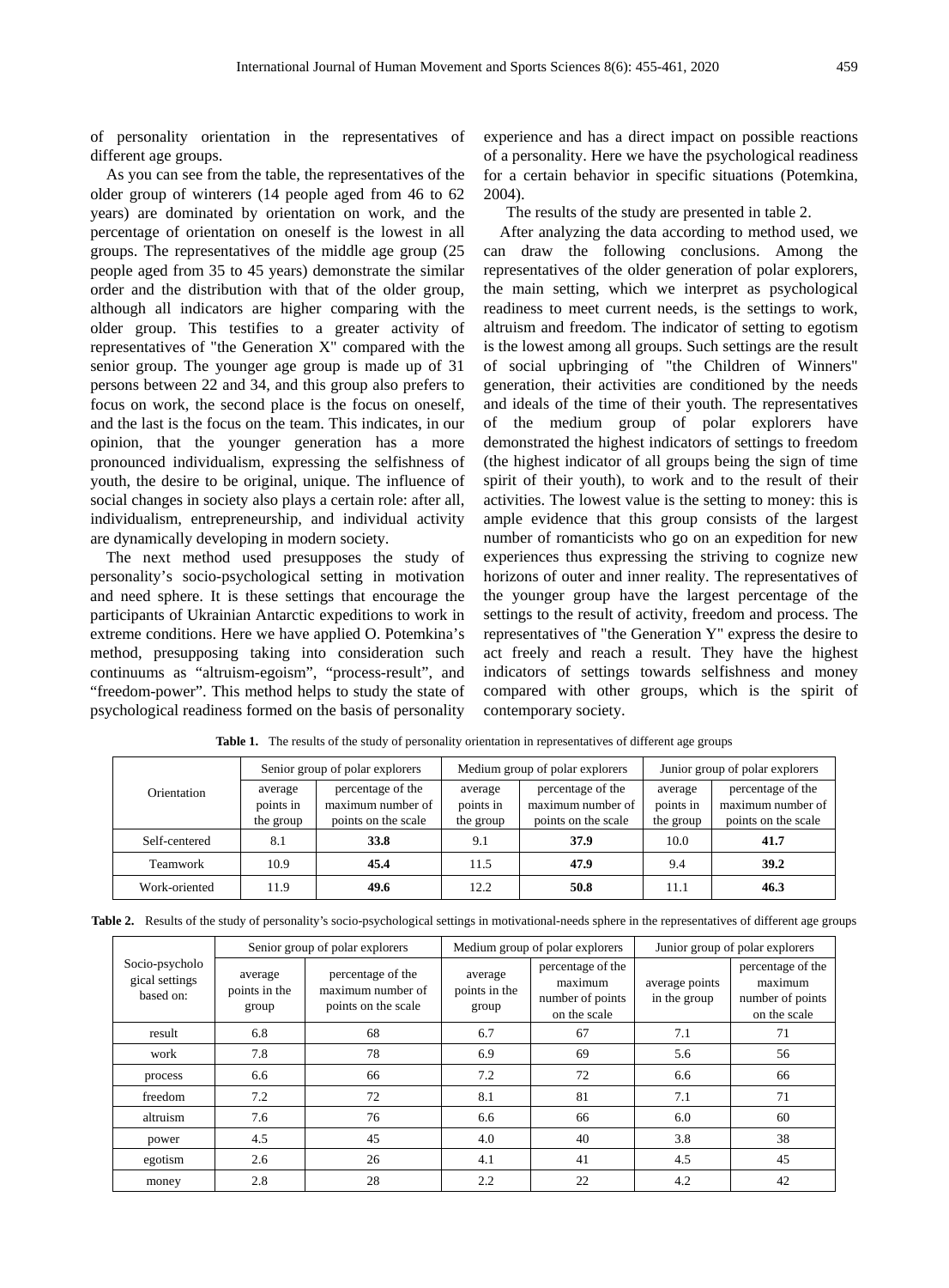of personality orientation in the representatives of different age groups.

As you can see from the table, the representatives of the older group of winterers (14 people aged from 46 to 62 years) are dominated by orientation on work, and the percentage of orientation on oneself is the lowest in all groups. The representatives of the middle age group (25 people aged from 35 to 45 years) demonstrate the similar order and the distribution with that of the older group, although all indicators are higher comparing with the older group. This testifies to a greater activity of representatives of "the Generation X" compared with the senior group. The younger age group is made up of 31 persons between 22 and 34, and this group also prefers to focus on work, the second place is the focus on oneself, and the last is the focus on the team. This indicates, in our opinion, that the younger generation has a more pronounced individualism, expressing the selfishness of youth, the desire to be original, unique. The influence of social changes in society also plays a certain role: after all, individualism, entrepreneurship, and individual activity are dynamically developing in modern society.

The next method used presupposes the study of personality's socio-psychological setting in motivation and need sphere. It is these settings that encourage the participants of Ukrainian Antarctic expeditions to work in extreme conditions. Here we have applied O. Potemkina's method, presupposing taking into consideration such continuums as "altruism-egoism", "process-result", and "freedom-power". This method helps to study the state of psychological readiness formed on the basis of personality experience and has a direct impact on possible reactions of a personality. Here we have the psychological readiness for a certain behavior in specific situations (Potemkina, 2004).

The results of the study are presented in table 2.

After analyzing the data according to method used, we can draw the following conclusions. Among the representatives of the older generation of polar explorers, the main setting, which we interpret as psychological readiness to meet current needs, is the settings to work, altruism and freedom. The indicator of setting to egotism is the lowest among all groups. Such settings are the result of social upbringing of "the Children of Winners" generation, their activities are conditioned by the needs and ideals of the time of their youth. The representatives of the medium group of polar explorers have demonstrated the highest indicators of settings to freedom (the highest indicator of all groups being the sign of time spirit of their youth), to work and to the result of their activities. The lowest value is the setting to money: this is ample evidence that this group consists of the largest number of romanticists who go on an expedition for new experiences thus expressing the striving to cognize new horizons of outer and inner reality. The representatives of the younger group have the largest percentage of the settings to the result of activity, freedom and process. The representatives of "the Generation Y" express the desire to act freely and reach a result. They have the highest indicators of settings towards selfishness and money compared with other groups, which is the spirit of contemporary society.

**Table 1.** The results of the study of personality orientation in representatives of different age groups

| Orientation | Senior group of polar explorers | | Medium group of polar explorers | | Junior group of polar explorers | |
|---|---|---|---|---|---|---|
| | average points in the group | percentage of the maximum number of points on the scale | average points in the group | percentage of the maximum number of points on the scale | average points in the group | percentage of the maximum number of points on the scale |
| Self-centered | 8.1 | **33.8** | 9.1 | **37.9** | 10.0 | **41.7** |
| Teamwork | 10.9 | **45.4** | 11.5 | **47.9** | 9.4 | **39.2** |
| Work-oriented | 11.9 | **49.6** | 12.2 | **50.8** | 11.1 | **46.3** |

**Table 2.** Results of the study of personality's socio-psychological settings in motivational-needs sphere in the representatives of different age groups

| Socio-psychological settings based on: | Senior group of polar explorers | | Medium group of polar explorers | | Junior group of polar explorers | |
|---|---|---|---|---|---|---|
| | average points in the group | percentage of the maximum number of points on the scale | average points in the group | percentage of the maximum number of points on the scale | average points in the group | percentage of the maximum number of points on the scale |
| result | 6.8 | 68 | 6.7 | 67 | 7.1 | 71 |
| work | 7.8 | 78 | 6.9 | 69 | 5.6 | 56 |
| process | 6.6 | 66 | 7.2 | 72 | 6.6 | 66 |
| freedom | 7.2 | 72 | 8.1 | 81 | 7.1 | 71 |
| altruism | 7.6 | 76 | 6.6 | 66 | 6.0 | 60 |
| power | 4.5 | 45 | 4.0 | 40 | 3.8 | 38 |
| egotism | 2.6 | 26 | 4.1 | 41 | 4.5 | 45 |
| money | 2.8 | 28 | 2.2 | 22 | 4.2 | 42 |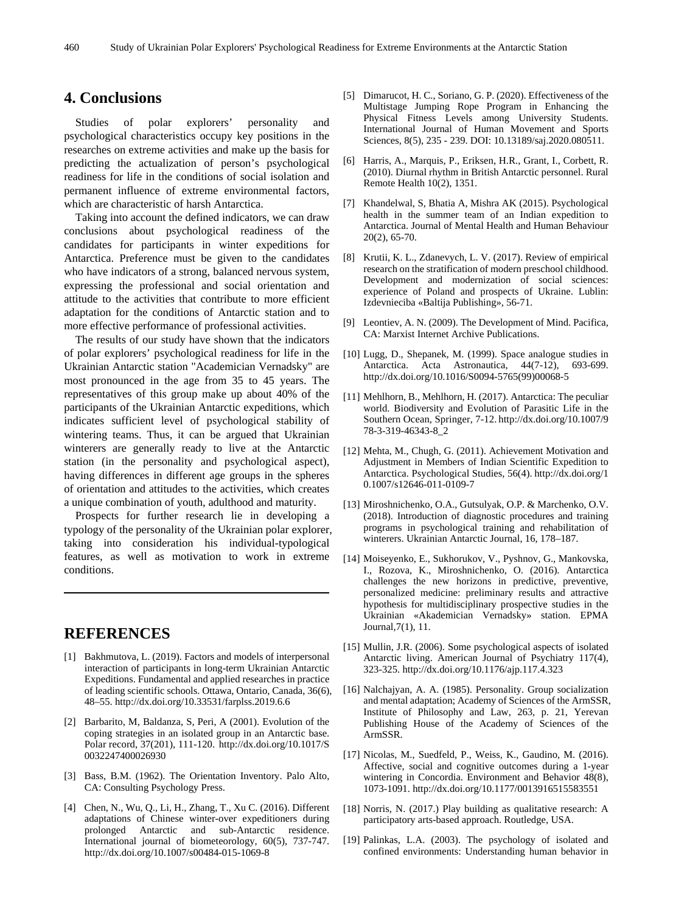## 4. Conclusions

Studies of polar explorers' personality and psychological characteristics occupy key positions in the researches on extreme activities and make up the basis for predicting the actualization of person's psychological readiness for life in the conditions of social isolation and permanent influence of extreme environmental factors, which are characteristic of harsh Antarctica.

Taking into account the defined indicators, we can draw conclusions about psychological readiness of the candidates for participants in winter expeditions for Antarctica. Preference must be given to the candidates who have indicators of a strong, balanced nervous system, expressing the professional and social orientation and attitude to the activities that contribute to more efficient adaptation for the conditions of Antarctic station and to more effective performance of professional activities.

The results of our study have shown that the indicators of polar explorers' psychological readiness for life in the Ukrainian Antarctic station "Academician Vernadsky" are most pronounced in the age from 35 to 45 years. The representatives of this group make up about 40% of the participants of the Ukrainian Antarctic expeditions, which indicates sufficient level of psychological stability of wintering teams. Thus, it can be argued that Ukrainian winterers are generally ready to live at the Antarctic station (in the personality and psychological aspect), having differences in different age groups in the spheres of orientation and attitudes to the activities, which creates a unique combination of youth, adulthood and maturity.

Prospects for further research lie in developing a typology of the personality of the Ukrainian polar explorer, taking into consideration his individual-typological features, as well as motivation to work in extreme conditions.

## REFERENCES

[1] Bakhmutova, L. (2019). Factors and models of interpersonal interaction of participants in long-term Ukrainian Antarctic Expeditions. Fundamental and applied researches in practice of leading scientific schools. Ottawa, Ontario, Canada, 36(6), 48–55. http://dx.doi.org/10.33531/farplss.2019.6.6

[2] Barbarito, M, Baldanza, S, Peri, A (2001). Evolution of the coping strategies in an isolated group in an Antarctic base. Polar record, 37(201), 111-120. http://dx.doi.org/10.1017/S0032247400026930

[3] Bass, B.M. (1962). The Orientation Inventory. Palo Alto, CA: Consulting Psychology Press.

[4] Chen, N., Wu, Q., Li, H., Zhang, T., Xu C. (2016). Different adaptations of Chinese winter-over expeditioners during prolonged Antarctic and sub-Antarctic residence. International journal of biometeorology, 60(5), 737-747. http://dx.doi.org/10.1007/s00484-015-1069-8

[5] Dimarucot, H. C., Soriano, G. P. (2020). Effectiveness of the Multistage Jumping Rope Program in Enhancing the Physical Fitness Levels among University Students. International Journal of Human Movement and Sports Sciences, 8(5), 235 - 239. DOI: 10.13189/saj.2020.080511.

[6] Harris, A., Marquis, P., Eriksen, H.R., Grant, I., Corbett, R. (2010). Diurnal rhythm in British Antarctic personnel. Rural Remote Health 10(2), 1351.

[7] Khandelwal, S, Bhatia A, Mishra AK (2015). Psychological health in the summer team of an Indian expedition to Antarctica. Journal of Mental Health and Human Behaviour 20(2), 65-70.

[8] Krutii, K. L., Zdanevych, L. V. (2017). Review of empirical research on the stratification of modern preschool childhood. Development and modernization of social sciences: experience of Poland and prospects of Ukraine. Lublin: Izdevnieciba «Baltija Publishing», 56-71.

[9] Leontiev, A. N. (2009). The Development of Mind. Pacifica, CA: Marxist Internet Archive Publications.

[10] Lugg, D., Shepanek, M. (1999). Space analogue studies in Antarctica. Acta Astronautica, 44(7-12), 693-699. http://dx.doi.org/10.1016/S0094-5765(99)00068-5

[11] Mehlhorn, B., Mehlhorn, H. (2017). Antarctica: The peculiar world. Biodiversity and Evolution of Parasitic Life in the Southern Ocean, Springer, 7-12. http://dx.doi.org/10.1007/978-3-319-46343-8_2

[12] Mehta, M., Chugh, G. (2011). Achievement Motivation and Adjustment in Members of Indian Scientific Expedition to Antarctica. Psychological Studies, 56(4). http://dx.doi.org/10.1007/s12646-011-0109-7

[13] Miroshnichenko, O.A., Gutsulyak, O.P. & Marchenko, O.V. (2018). Introduction of diagnostic procedures and training programs in psychological training and rehabilitation of winterers. Ukrainian Antarctic Journal, 16, 178–187.

[14] Moiseyenko, E., Sukhorukov, V., Pyshnov, G., Mankovska, I., Rozova, K., Miroshnichenko, O. (2016). Antarctica challenges the new horizons in predictive, preventive, personalized medicine: preliminary results and attractive hypothesis for multidisciplinary prospective studies in the Ukrainian «Akademician Vernadsky» station. EPMA Journal,7(1), 11.

[15] Mullin, J.R. (2006). Some psychological aspects of isolated Antarctic living. American Journal of Psychiatry 117(4), 323-325. http://dx.doi.org/10.1176/ajp.117.4.323

[16] Nalchajyan, A. A. (1985). Personality. Group socialization and mental adaptation; Academy of Sciences of the ArmSSR, Institute of Philosophy and Law, 263, p. 21, Yerevan Publishing House of the Academy of Sciences of the ArmSSR.

[17] Nicolas, M., Suedfeld, P., Weiss, K., Gaudino, M. (2016). Affective, social and cognitive outcomes during a 1-year wintering in Concordia. Environment and Behavior 48(8), 1073-1091. http://dx.doi.org/10.1177/0013916515583551

[18] Norris, N. (2017.) Play building as qualitative research: A participatory arts-based approach. Routledge, USA.

[19] Palinkas, L.A. (2003). The psychology of isolated and confined environments: Understanding human behavior in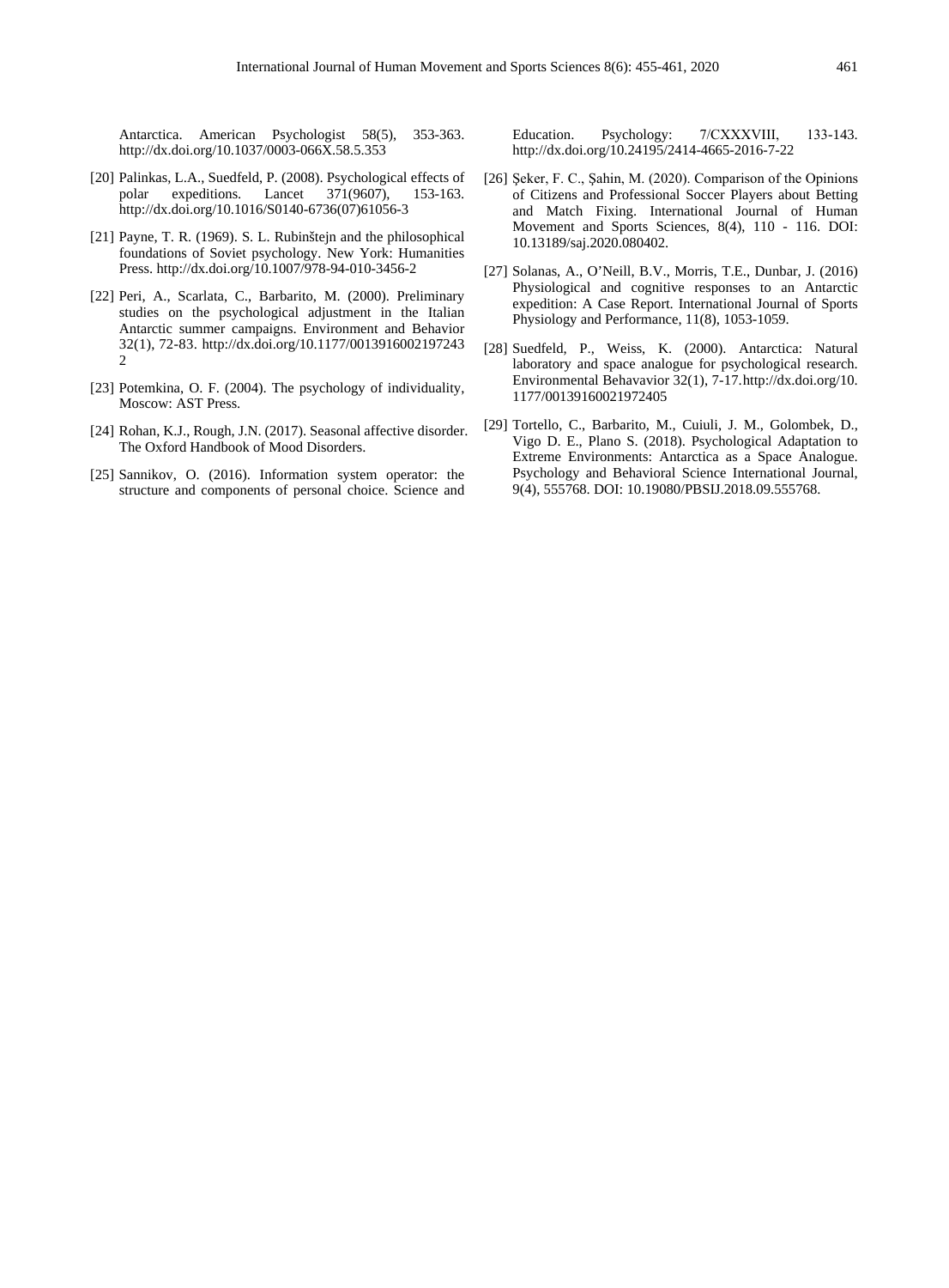Antarctica. American Psychologist 58(5), 353-363. http://dx.doi.org/10.1037/0003-066X.58.5.353

[20] Palinkas, L.A., Suedfeld, P. (2008). Psychological effects of polar expeditions. Lancet 371(9607), 153-163. http://dx.doi.org/10.1016/S0140-6736(07)61056-3

[21] Payne, T. R. (1969). S. L. Rubinštejn and the philosophical foundations of Soviet psychology. New York: Humanities Press. http://dx.doi.org/10.1007/978-94-010-3456-2

[22] Peri, A., Scarlata, C., Barbarito, M. (2000). Preliminary studies on the psychological adjustment in the Italian Antarctic summer campaigns. Environment and Behavior 32(1), 72-83. http://dx.doi.org/10.1177/00139160021972432

[23] Potemkina, O. F. (2004). The psychology of individuality, Moscow: AST Press.

[24] Rohan, K.J., Rough, J.N. (2017). Seasonal affective disorder. The Oxford Handbook of Mood Disorders.

[25] Sannikov, O. (2016). Information system operator: the structure and components of personal choice. Science and Education. Psychology: 7/CXXXVIII, 133-143. http://dx.doi.org/10.24195/2414-4665-2016-7-22

[26] Şeker, F. C., Şahin, M. (2020). Comparison of the Opinions of Citizens and Professional Soccer Players about Betting and Match Fixing. International Journal of Human Movement and Sports Sciences, 8(4), 110 - 116. DOI: 10.13189/saj.2020.080402.

[27] Solanas, A., O'Neill, B.V., Morris, T.E., Dunbar, J. (2016) Physiological and cognitive responses to an Antarctic expedition: A Case Report. International Journal of Sports Physiology and Performance, 11(8), 1053-1059.

[28] Suedfeld, P., Weiss, K. (2000). Antarctica: Natural laboratory and space analogue for psychological research. Environmental Behavavior 32(1), 7-17.http://dx.doi.org/10.1177/00139160021972405

[29] Tortello, C., Barbarito, M., Cuiuli, J. M., Golombek, D., Vigo D. E., Plano S. (2018). Psychological Adaptation to Extreme Environments: Antarctica as a Space Analogue. Psychology and Behavioral Science International Journal, 9(4), 555768. DOI: 10.19080/PBSIJ.2018.09.555768.